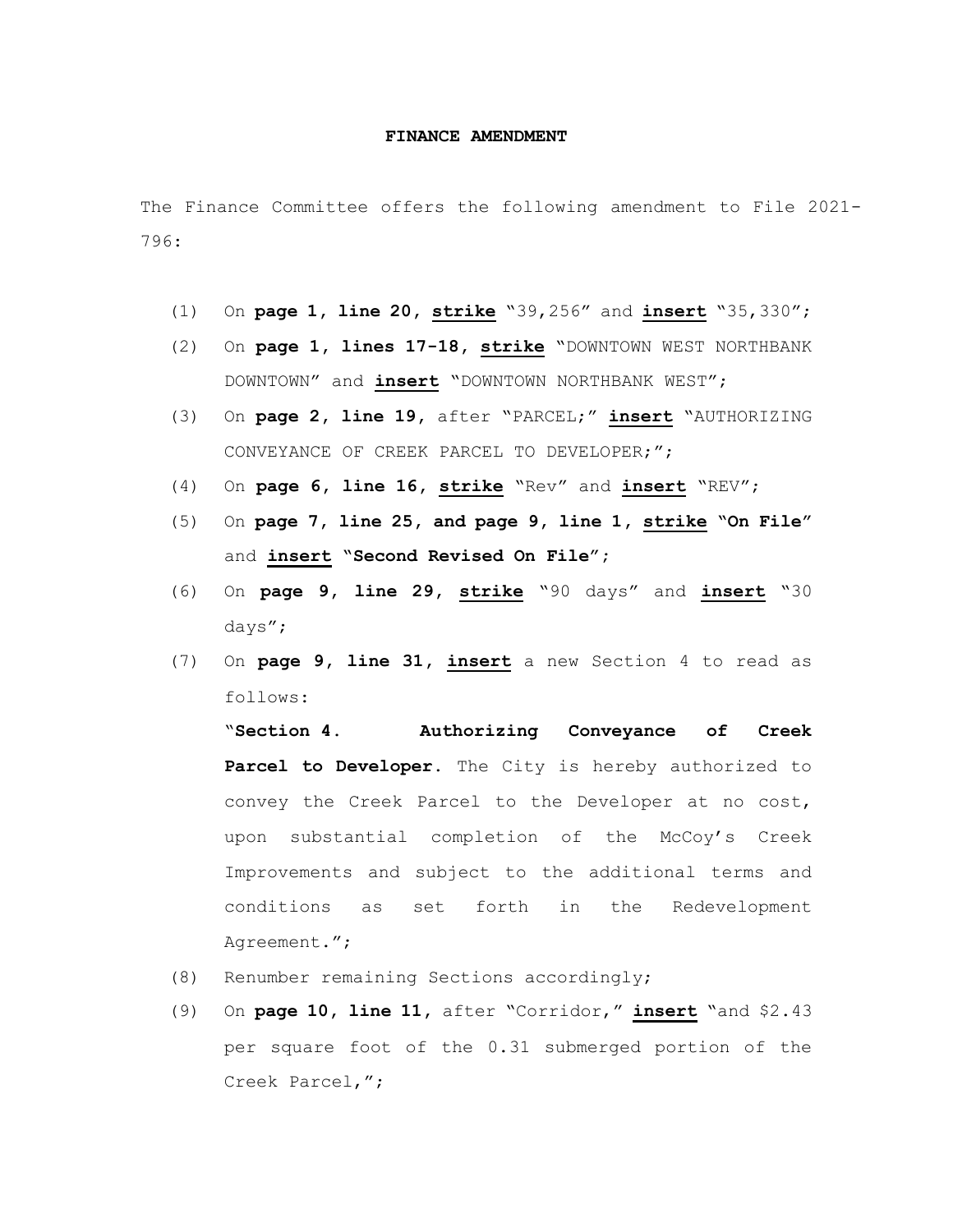**FINANCE AMENDMENT**

The Finance Committee offers the following amendment to File 2021-796:

(1) On **page 1, line 20, strike** "39,256" and **insert** "35,330";

(2) On **page 1, lines 17-18, strike** "DOWNTOWN WEST NORTHBANK DOWNTOWN" and **insert** "DOWNTOWN NORTHBANK WEST";

(3) On **page 2, line 19,** after "PARCEL;" **insert** "AUTHORIZING CONVEYANCE OF CREEK PARCEL TO DEVELOPER;";

(4) On **page 6, line 16, strike** "Rev" and **insert** "REV";

(5) On **page 7, line 25, and page 9, line 1, strike "On File"** and **insert "Second Revised On File";**

(6) On **page 9, line 29, strike** "90 days" and **insert** "30 days";

(7) On **page 9, line 31, insert** a new Section 4 to read as follows:

"**Section 4. Authorizing Conveyance of Creek Parcel to Developer.** The City is hereby authorized to convey the Creek Parcel to the Developer at no cost, upon substantial completion of the McCoy's Creek Improvements and subject to the additional terms and conditions as set forth in the Redevelopment Agreement.";

(8) Renumber remaining Sections accordingly;

(9) On **page 10, line 11,** after "Corridor," **insert** "and $2.43 per square foot of the 0.31 submerged portion of the Creek Parcel,";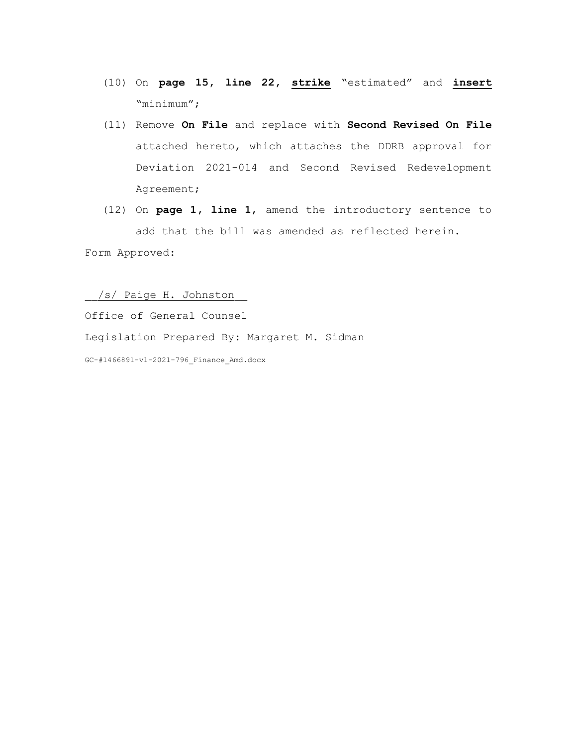(10) On **page 15, line 22**, **strike** "estimated" and **insert** "minimum";

(11) Remove **On File** and replace with **Second Revised On File** attached hereto, which attaches the DDRB approval for Deviation 2021-014 and Second Revised Redevelopment Agreement;

(12) On **page 1, line 1**, amend the introductory sentence to add that the bill was amended as reflected herein.

Form Approved:

/s/ Paige H. Johnston

Office of General Counsel

Legislation Prepared By: Margaret M. Sidman

GC-#1466891-v1-2021-796_Finance_Amd.docx